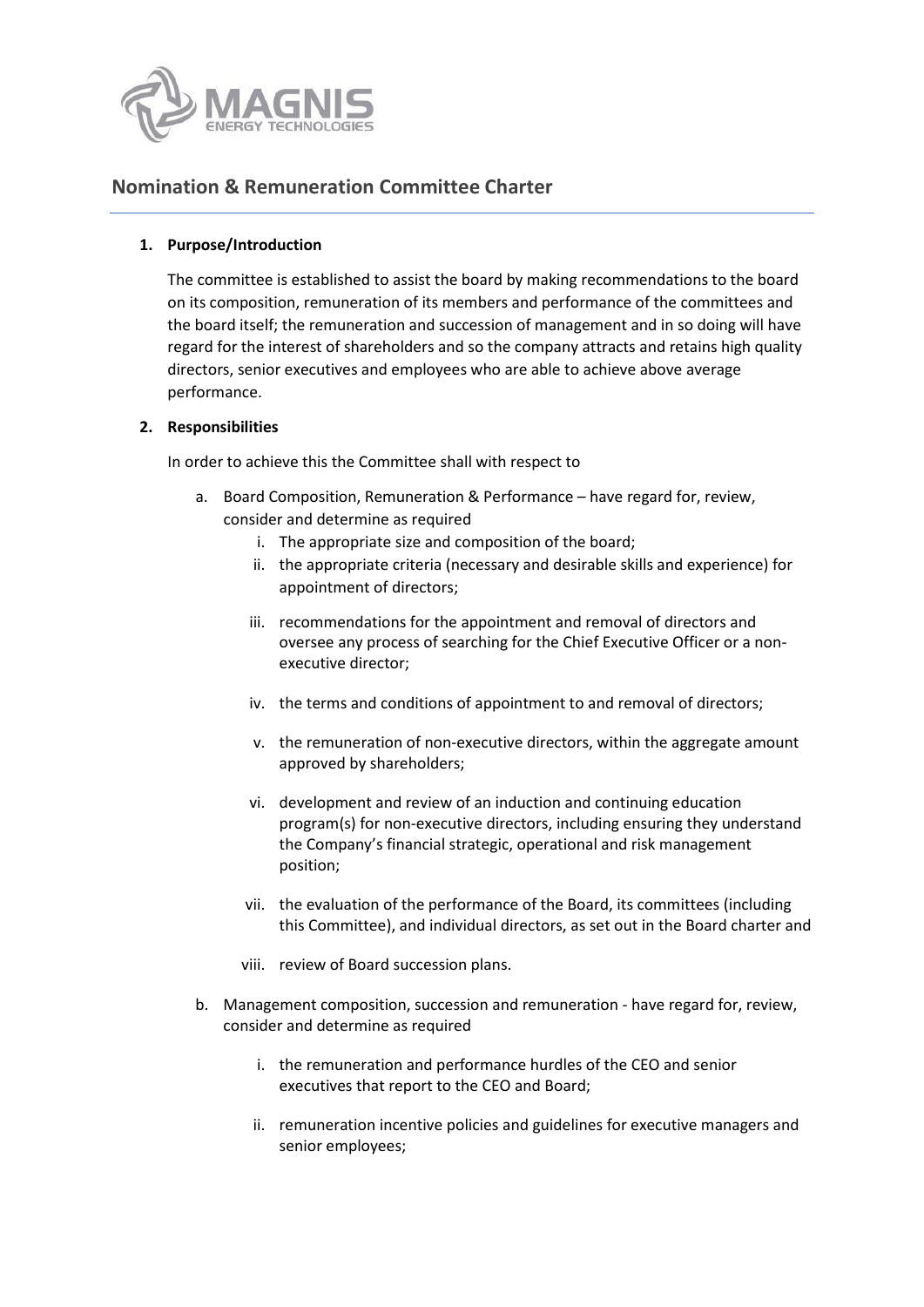# Nomination & Remuneration Committee Charter

## 1. Purpose/Introduction

The committee is established to assist the board by making recommendations to the board on its composition, remuneration of its members and performance of the committees and the board itself; the remuneration and succession of management and in so doing will have regard for the interest of shareholders and so the company attracts and retains high quality directors, senior executives and employees who are able to achieve above average performance.

## 2. Responsibilities

In order to achieve this the Committee shall with respect to

a. Board Composition, Remuneration & Performance – have regard for, review, consider and determine as required

   i. The appropriate size and composition of the board;

   ii. the appropriate criteria (necessary and desirable skills and experience) for appointment of directors;

   iii. recommendations for the appointment and removal of directors and oversee any process of searching for the Chief Executive Officer or a non-executive director;

   iv. the terms and conditions of appointment to and removal of directors;

   v. the remuneration of non-executive directors, within the aggregate amount approved by shareholders;

   vi. development and review of an induction and continuing education program(s) for non-executive directors, including ensuring they understand the Company's financial strategic, operational and risk management position;

   vii. the evaluation of the performance of the Board, its committees (including this Committee), and individual directors, as set out in the Board charter and

   viii. review of Board succession plans.

b. Management composition, succession and remuneration - have regard for, review, consider and determine as required

   i. the remuneration and performance hurdles of the CEO and senior executives that report to the CEO and Board;

   ii. remuneration incentive policies and guidelines for executive managers and senior employees;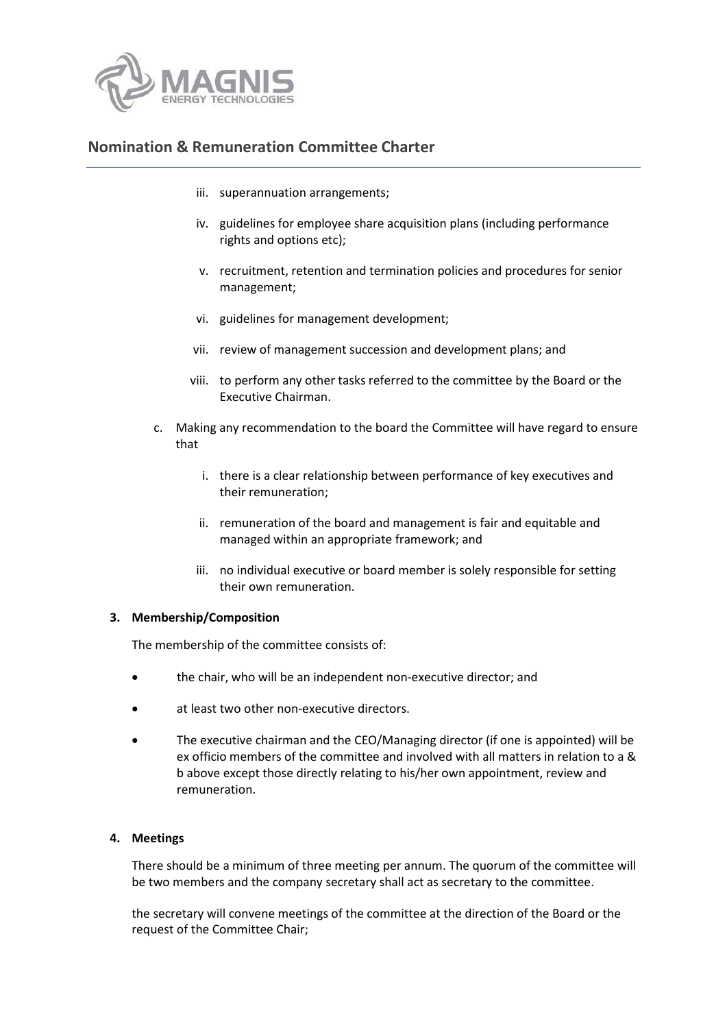iii. superannuation arrangements;

iv. guidelines for employee share acquisition plans (including performance rights and options etc);

v. recruitment, retention and termination policies and procedures for senior management;

vi. guidelines for management development;

vii. review of management succession and development plans; and

viii. to perform any other tasks referred to the committee by the Board or the Executive Chairman.

c. Making any recommendation to the board the Committee will have regard to ensure that

   i. there is a clear relationship between performance of key executives and their remuneration;

   ii. remuneration of the board and management is fair and equitable and managed within an appropriate framework; and

   iii. no individual executive or board member is solely responsible for setting their own remuneration.

**3. Membership/Composition**

The membership of the committee consists of:

- the chair, who will be an independent non-executive director; and
- at least two other non-executive directors.
- The executive chairman and the CEO/Managing director (if one is appointed) will be ex officio members of the committee and involved with all matters in relation to a & b above except those directly relating to his/her own appointment, review and remuneration.

**4. Meetings**

There should be a minimum of three meeting per annum. The quorum of the committee will be two members and the company secretary shall act as secretary to the committee.

the secretary will convene meetings of the committee at the direction of the Board or the request of the Committee Chair;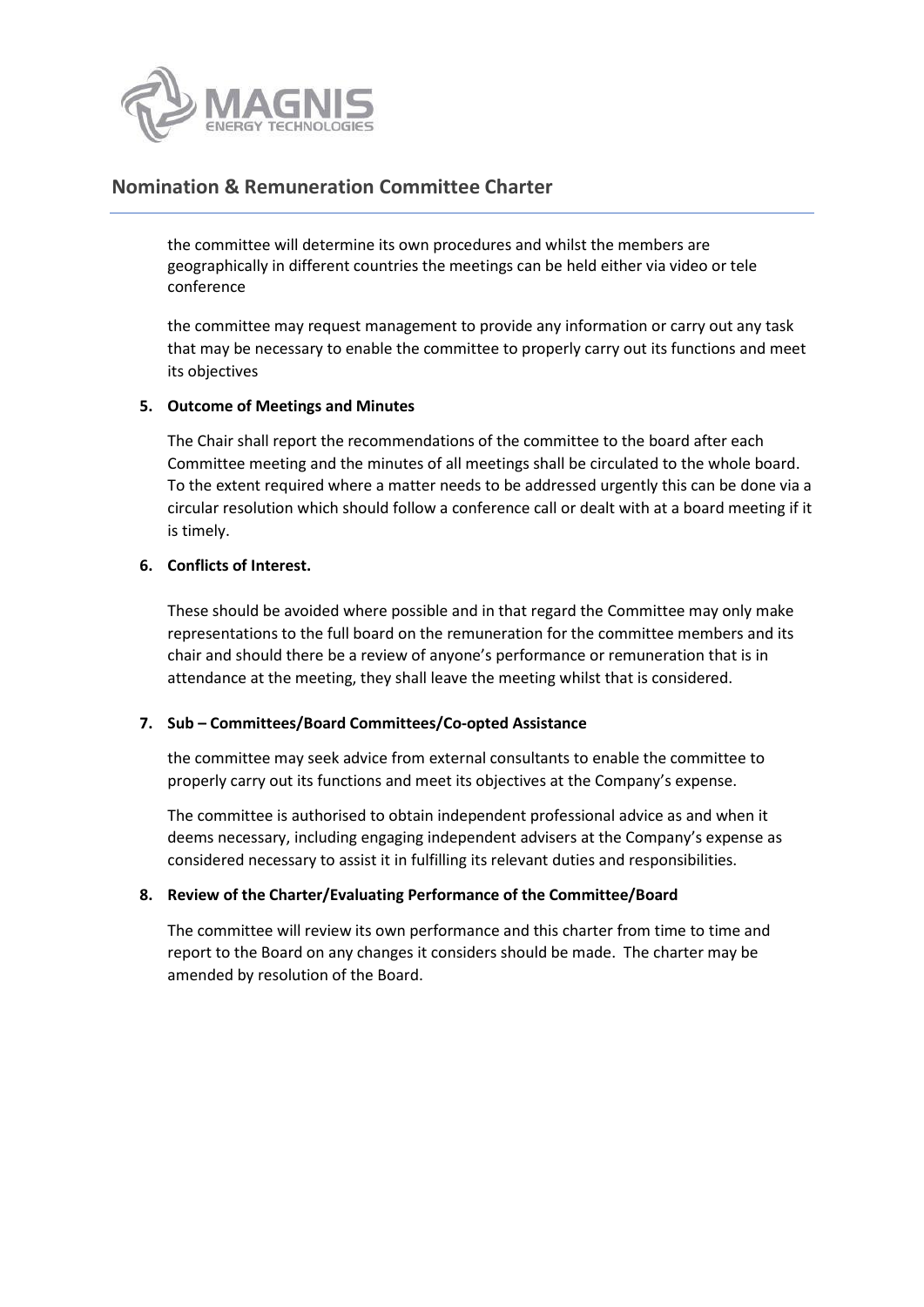the committee will determine its own procedures and whilst the members are geographically in different countries the meetings can be held either via video or tele conference

the committee may request management to provide any information or carry out any task that may be necessary to enable the committee to properly carry out its functions and meet its objectives

**5. Outcome of Meetings and Minutes**

The Chair shall report the recommendations of the committee to the board after each Committee meeting and the minutes of all meetings shall be circulated to the whole board. To the extent required where a matter needs to be addressed urgently this can be done via a circular resolution which should follow a conference call or dealt with at a board meeting if it is timely.

**6. Conflicts of Interest.**

These should be avoided where possible and in that regard the Committee may only make representations to the full board on the remuneration for the committee members and its chair and should there be a review of anyone's performance or remuneration that is in attendance at the meeting, they shall leave the meeting whilst that is considered.

**7. Sub – Committees/Board Committees/Co-opted Assistance**

the committee may seek advice from external consultants to enable the committee to properly carry out its functions and meet its objectives at the Company's expense.

The committee is authorised to obtain independent professional advice as and when it deems necessary, including engaging independent advisers at the Company's expense as considered necessary to assist it in fulfilling its relevant duties and responsibilities.

**8. Review of the Charter/Evaluating Performance of the Committee/Board**

The committee will review its own performance and this charter from time to time and report to the Board on any changes it considers should be made. The charter may be amended by resolution of the Board.